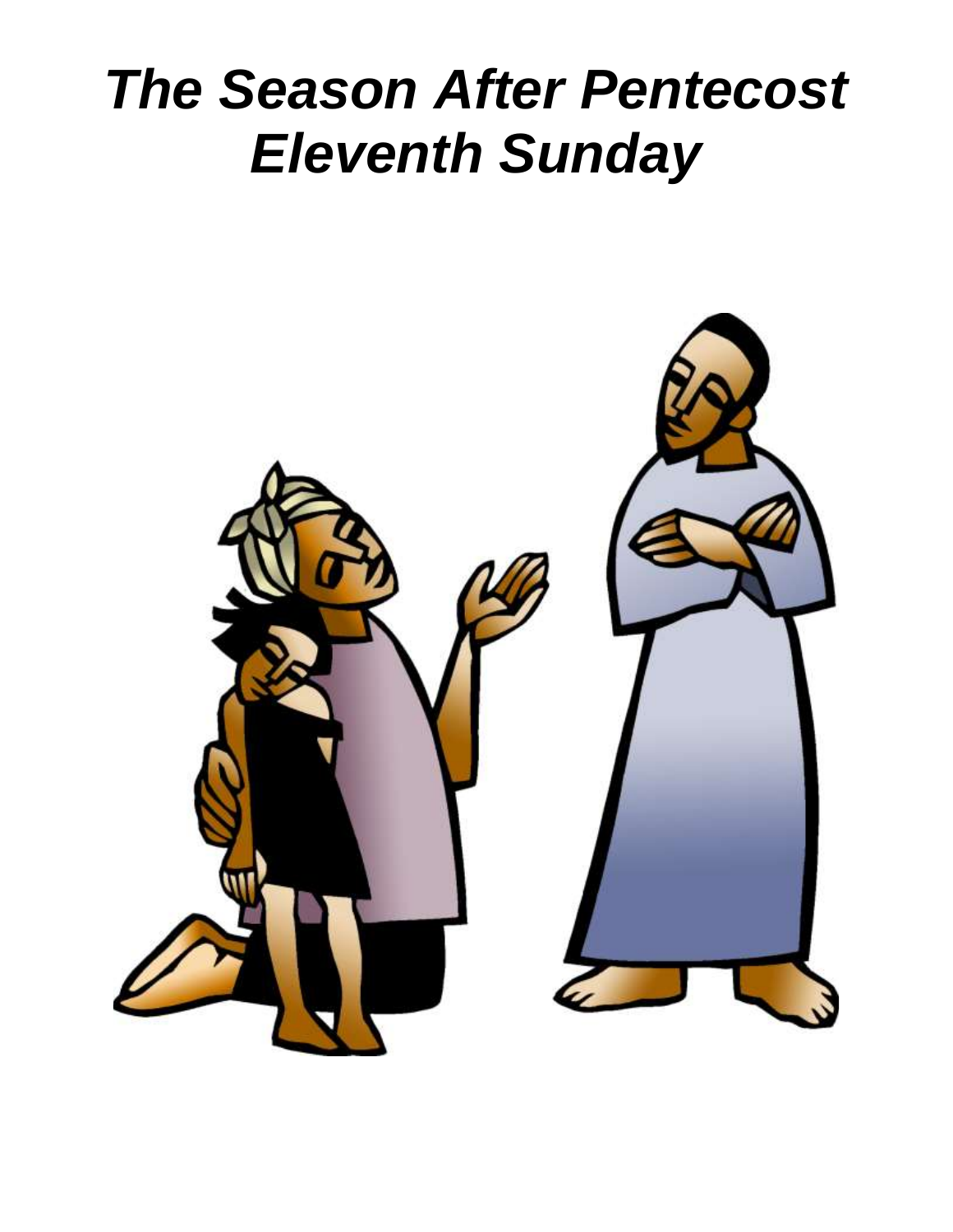# *The Season After Pentecost*
# *Eleventh Sunday*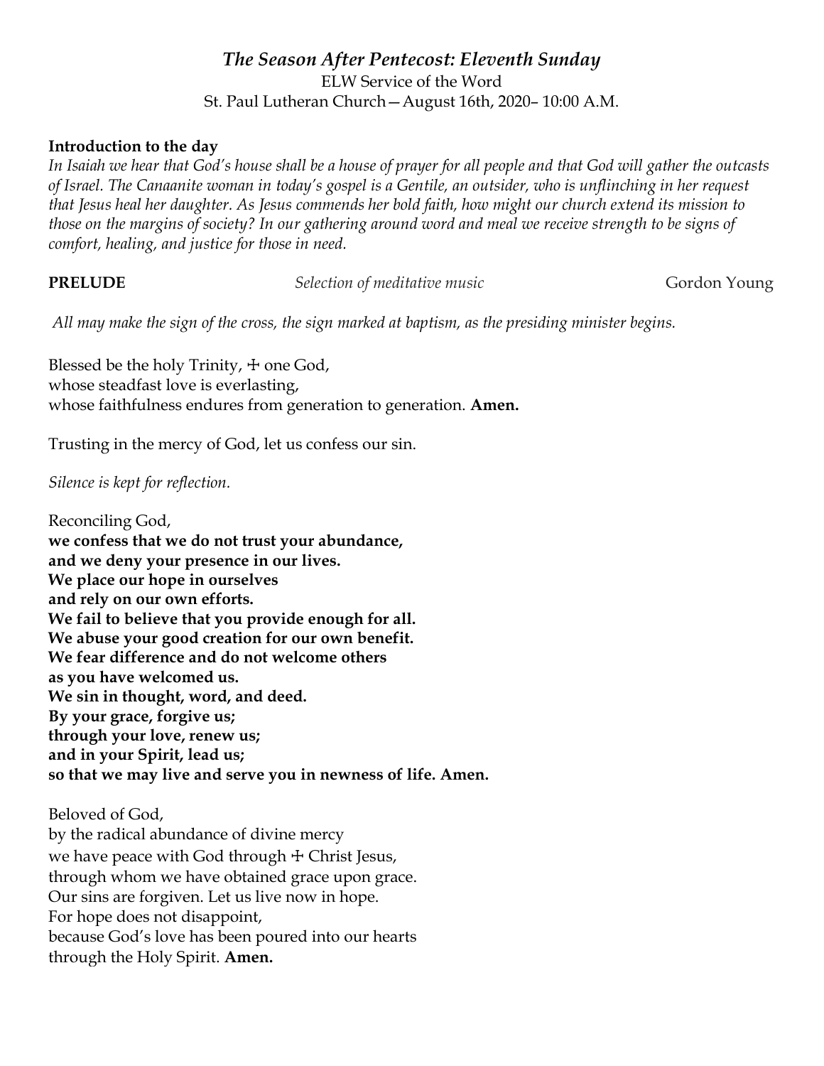## *The Season After Pentecost: Eleventh Sunday*

ELW Service of the Word
St. Paul Lutheran Church—August 16th, 2020– 10:00 A.M.

**Introduction to the day**
*In Isaiah we hear that God's house shall be a house of prayer for all people and that God will gather the outcasts of Israel. The Canaanite woman in today's gospel is a Gentile, an outsider, who is unflinching in her request that Jesus heal her daughter. As Jesus commends her bold faith, how might our church extend its mission to those on the margins of society? In our gathering around word and meal we receive strength to be signs of comfort, healing, and justice for those in need.*

**PRELUDE** *Selection of meditative music* Gordon Young

*All may make the sign of the cross, the sign marked at baptism, as the presiding minister begins.*

Blessed be the holy Trinity, ☩ one God,
whose steadfast love is everlasting,
whose faithfulness endures from generation to generation. **Amen.**

Trusting in the mercy of God, let us confess our sin.

*Silence is kept for reflection.*

Reconciling God,
**we confess that we do not trust your abundance,**
**and we deny your presence in our lives.**
**We place our hope in ourselves**
**and rely on our own efforts.**
**We fail to believe that you provide enough for all.**
**We abuse your good creation for our own benefit.**
**We fear difference and do not welcome others**
**as you have welcomed us.**
**We sin in thought, word, and deed.**
**By your grace, forgive us;**
**through your love, renew us;**
**and in your Spirit, lead us;**
**so that we may live and serve you in newness of life. Amen.**

Beloved of God,
by the radical abundance of divine mercy
we have peace with God through ☩ Christ Jesus,
through whom we have obtained grace upon grace.
Our sins are forgiven. Let us live now in hope.
For hope does not disappoint,
because God's love has been poured into our hearts
through the Holy Spirit. **Amen.**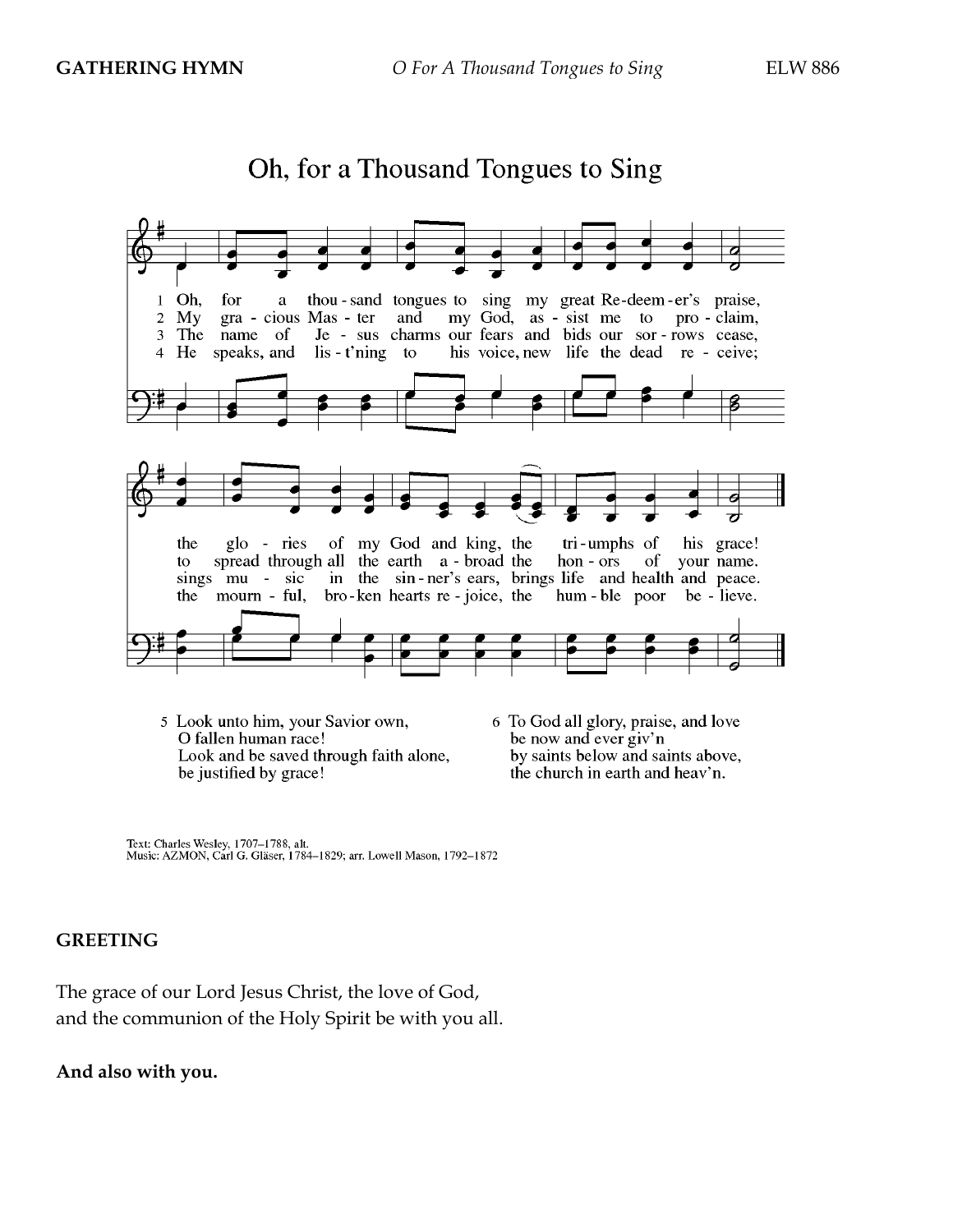**GATHERING HYMN** *O For A Thousand Tongues to Sing* ELW 886

## Oh, for a Thousand Tongues to Sing

1 Oh, for a thousand tongues to sing my great Redeemer's praise, the glories of my God and king, the triumphs of his grace!

2 My gracious Master and my God, assist me to proclaim, to spread through all the earth abroad the honors of your name.

3 The name of Jesus charms our fears and bids our sorrows cease, sings music in the sinner's ears, brings life and health and peace.

4 He speaks, and list'ning to his voice, new life the dead receive; the mournful, broken hearts rejoice, the humble poor believe.

5 Look unto him, your Savior own,
O fallen human race!
Look and be saved through faith alone,
be justified by grace!

6 To God all glory, praise, and love
be now and ever giv'n
by saints below and saints above,
the church in earth and heav'n.

Text: Charles Wesley, 1707–1788, alt.
Music: AZMON, Carl G. Gläser, 1784–1829; arr. Lowell Mason, 1792–1872

**GREETING**

The grace of our Lord Jesus Christ, the love of God,
and the communion of the Holy Spirit be with you all.

**And also with you.**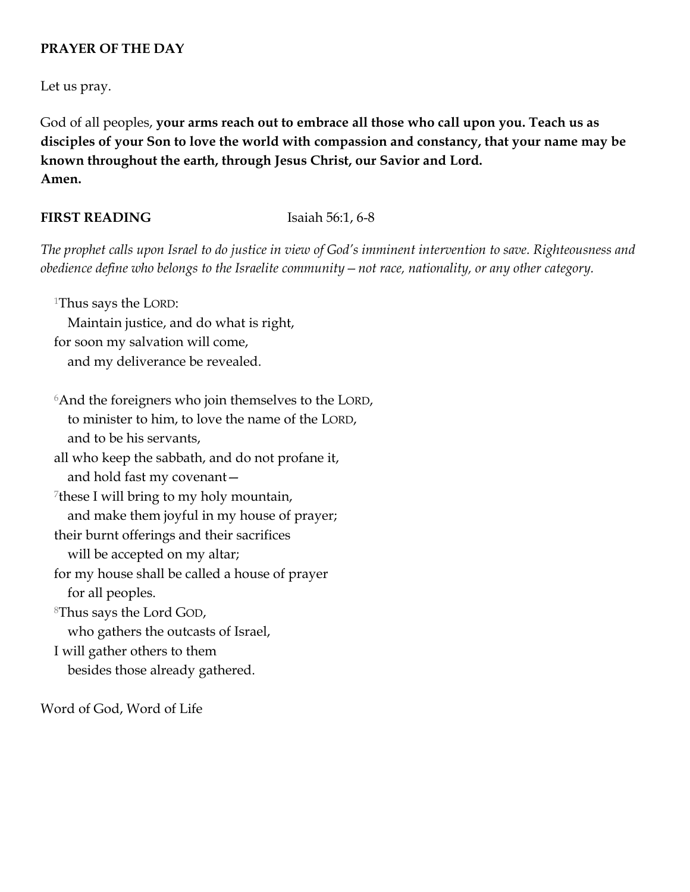**PRAYER OF THE DAY**

Let us pray.

God of all peoples, **your arms reach out to embrace all those who call upon you. Teach us as disciples of your Son to love the world with compassion and constancy, that your name may be known throughout the earth, through Jesus Christ, our Savior and Lord.**
**Amen.**

**FIRST READING** Isaiah 56:1, 6-8

*The prophet calls upon Israel to do justice in view of God's imminent intervention to save. Righteousness and obedience define who belongs to the Israelite community—not race, nationality, or any other category.*

1 Thus says the LORD:
  Maintain justice, and do what is right,
for soon my salvation will come,
  and my deliverance be revealed.

6 And the foreigners who join themselves to the LORD,
  to minister to him, to love the name of the LORD,
  and to be his servants,
all who keep the sabbath, and do not profane it,
  and hold fast my covenant—
7 these I will bring to my holy mountain,
  and make them joyful in my house of prayer;
their burnt offerings and their sacrifices
  will be accepted on my altar;
for my house shall be called a house of prayer
  for all peoples.
8 Thus says the Lord GOD,
  who gathers the outcasts of Israel,
I will gather others to them
  besides those already gathered.

Word of God, Word of Life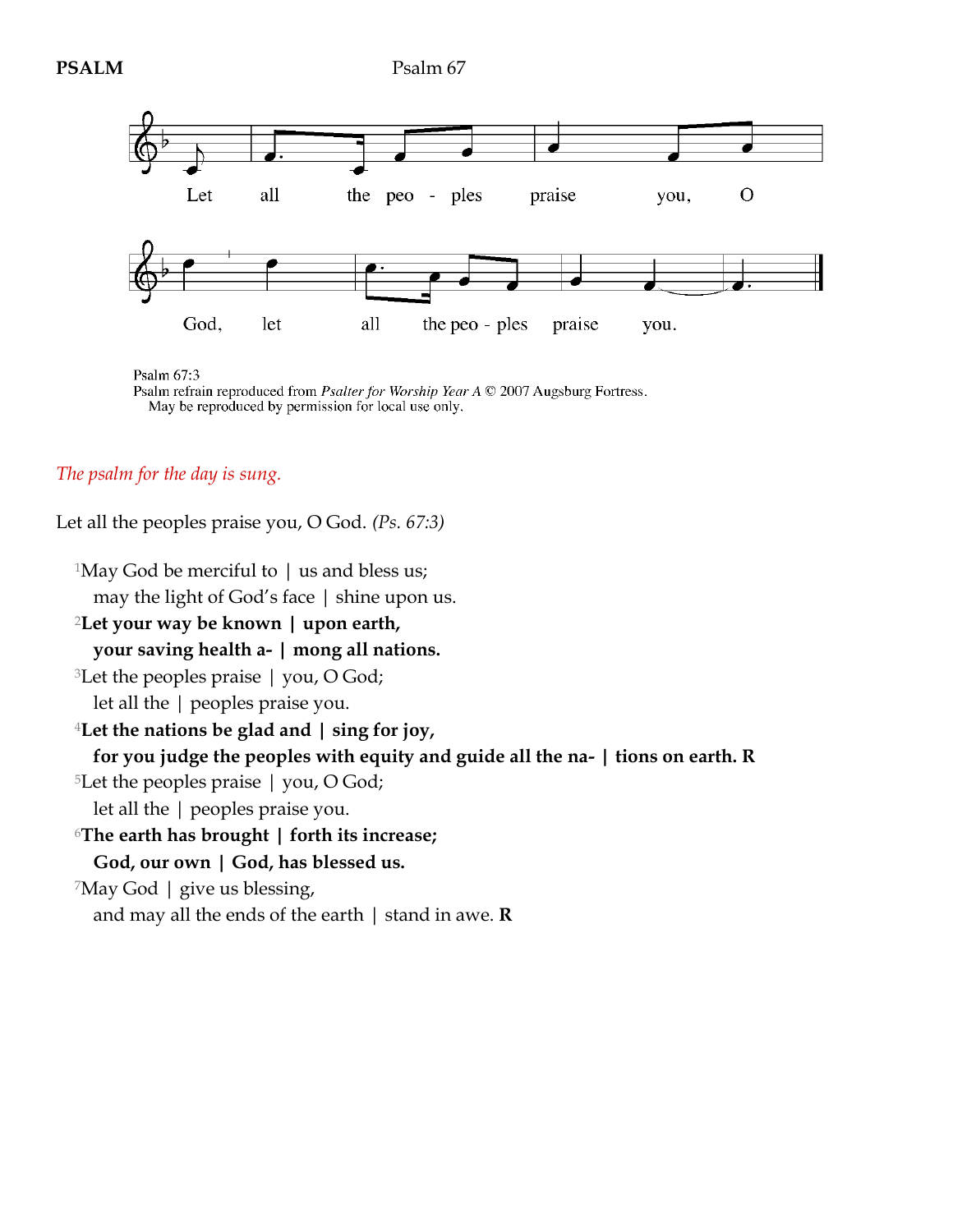**PSALM** Psalm 67

Let all the peoples praise you, O God, let all the peoples praise you.

Psalm 67:3
Psalm refrain reproduced from *Psalter for Worship Year A* © 2007 Augsburg Fortress.
May be reproduced by permission for local use only.

*The psalm for the day is sung.*

Let all the peoples praise you, O God. *(Ps. 67:3)*

[1]May God be merciful to | us and bless us;
may the light of God's face | shine upon us.
**[2]Let your way be known | upon earth,**
**your saving health a- | mong all nations.**
[3]Let the peoples praise | you, O God;
let all the | peoples praise you.
**[4]Let the nations be glad and | sing for joy,**
**for you judge the peoples with equity and guide all the na- | tions on earth. R**
[5]Let the peoples praise | you, O God;
let all the | peoples praise you.
**[6]The earth has brought | forth its increase;**
**God, our own | God, has blessed us.**
[7]May God | give us blessing,
and may all the ends of the earth | stand in awe. **R**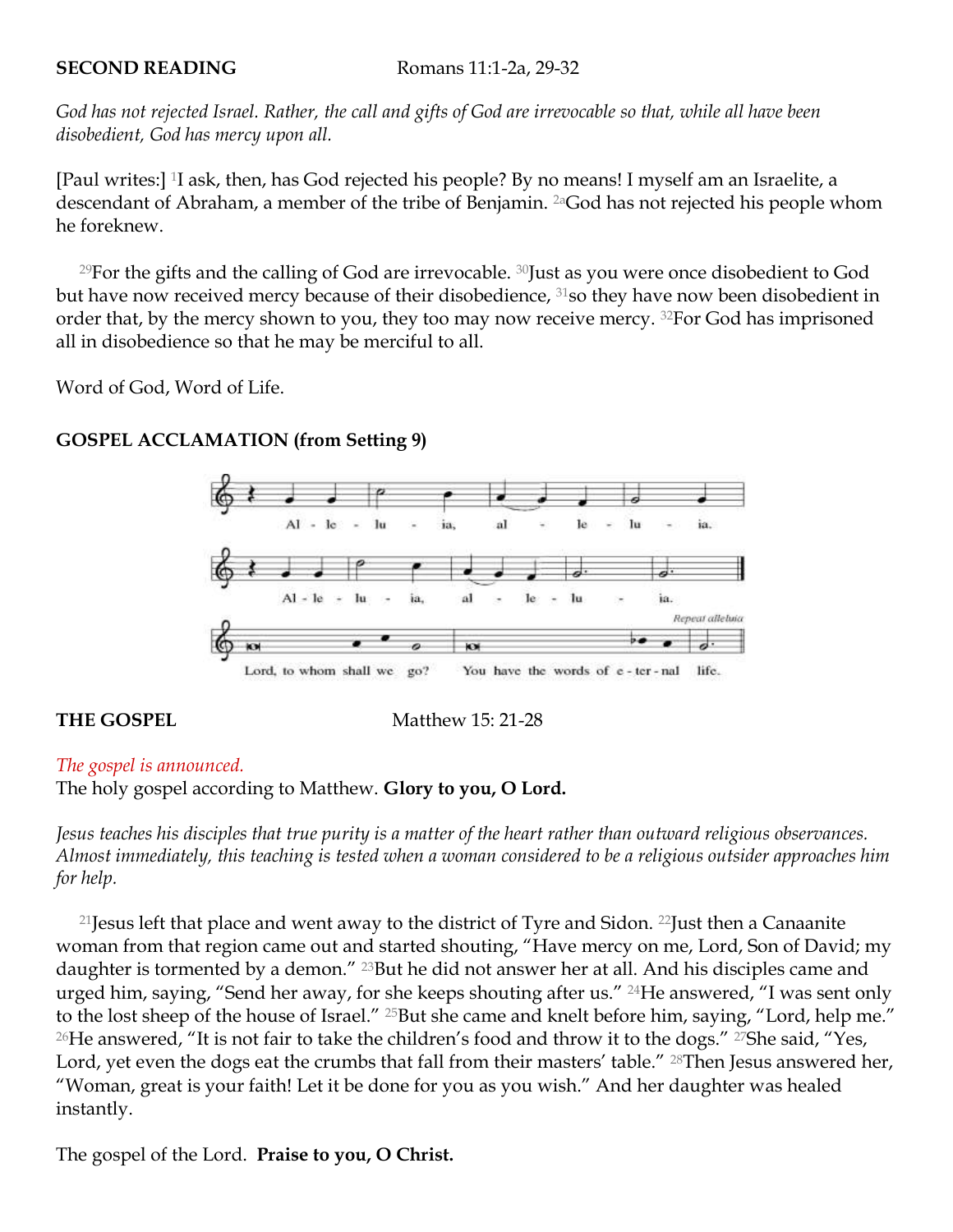**SECOND READING** Romans 11:1-2a, 29-32

*God has not rejected Israel. Rather, the call and gifts of God are irrevocable so that, while all have been disobedient, God has mercy upon all.*

[Paul writes:] [1]I ask, then, has God rejected his people? By no means! I myself am an Israelite, a descendant of Abraham, a member of the tribe of Benjamin. [2a]God has not rejected his people whom he foreknew.

[29]For the gifts and the calling of God are irrevocable. [30]Just as you were once disobedient to God but have now received mercy because of their disobedience, [31]so they have now been disobedient in order that, by the mercy shown to you, they too may now receive mercy. [32]For God has imprisoned all in disobedience so that he may be merciful to all.

Word of God, Word of Life.

**GOSPEL ACCLAMATION (from Setting 9)**

Alleluia, alleluia. Alleluia, alleluia.

Lord, to whom shall we go? You have the words of eternal life. *Repeat alleluia*

**THE GOSPEL** Matthew 15: 21-28

*The gospel is announced.*
The holy gospel according to Matthew. **Glory to you, O Lord.**

*Jesus teaches his disciples that true purity is a matter of the heart rather than outward religious observances. Almost immediately, this teaching is tested when a woman considered to be a religious outsider approaches him for help.*

[21]Jesus left that place and went away to the district of Tyre and Sidon. [22]Just then a Canaanite woman from that region came out and started shouting, "Have mercy on me, Lord, Son of David; my daughter is tormented by a demon." [23]But he did not answer her at all. And his disciples came and urged him, saying, "Send her away, for she keeps shouting after us." [24]He answered, "I was sent only to the lost sheep of the house of Israel." [25]But she came and knelt before him, saying, "Lord, help me." [26]He answered, "It is not fair to take the children's food and throw it to the dogs." [27]She said, "Yes, Lord, yet even the dogs eat the crumbs that fall from their masters' table." [28]Then Jesus answered her, "Woman, great is your faith! Let it be done for you as you wish." And her daughter was healed instantly.

The gospel of the Lord. **Praise to you, O Christ.**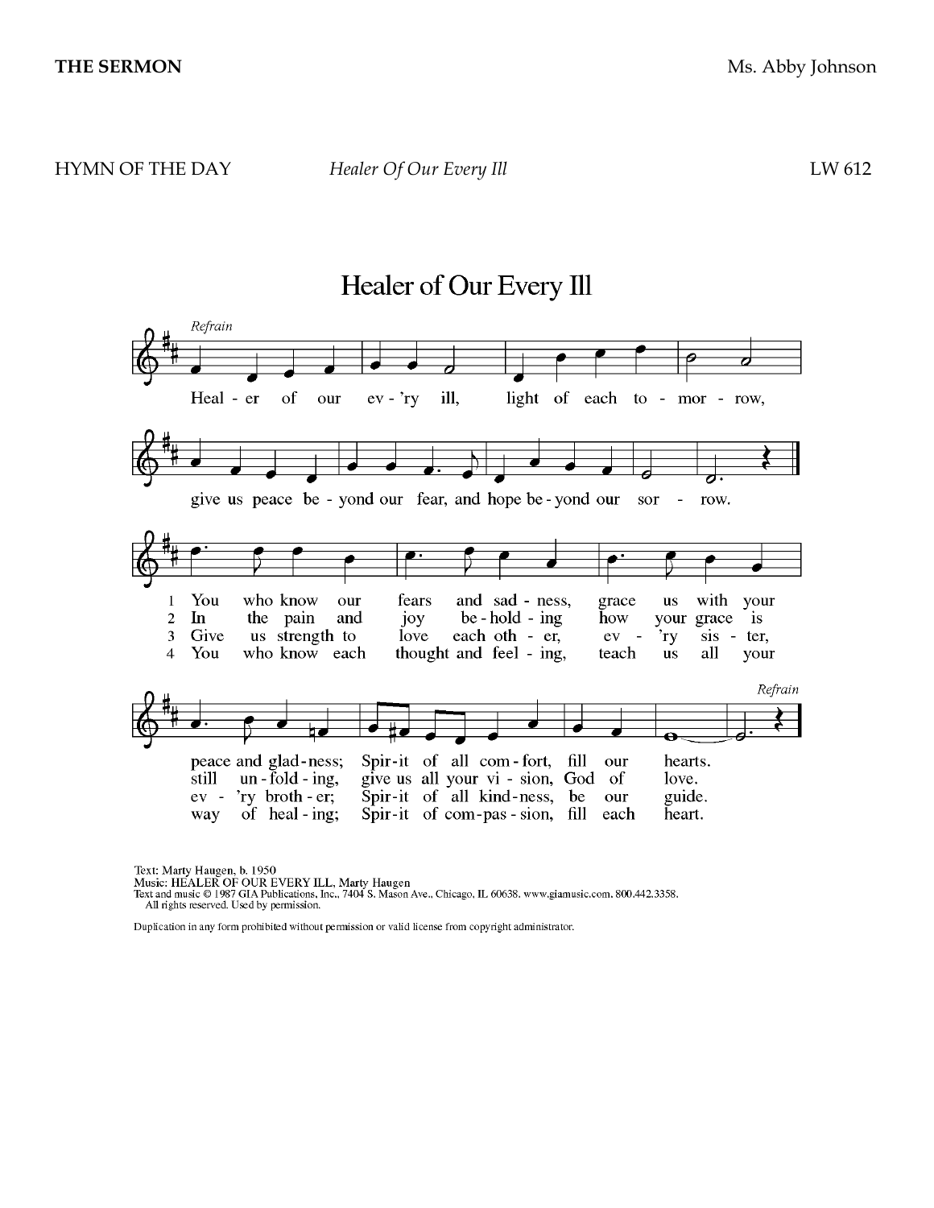**THE SERMON** Ms. Abby Johnson

HYMN OF THE DAY *Healer Of Our Every Ill* LW 612

## Healer of Our Every Ill

*Refrain*

Heal - er of our ev - 'ry ill, light of each to - mor - row,
give us peace be - yond our fear, and hope be - yond our sor - row.

1 You who know our fears and sad - ness, grace us with your peace and glad - ness; Spir - it of all com - fort, fill our hearts.

2 In the pain and joy be - hold - ing how your grace is still un - fold - ing, give us all your vi - sion, God of love.

3 Give us strength to love each oth - er, ev - 'ry sis - ter, ev - 'ry broth - er; Spir - it of all kind - ness, be our guide.

4 You who know each thought and feel - ing, teach us all your way of heal - ing; Spir - it of com - pas - sion, fill each heart.

*Refrain*

Text: Marty Haugen, b. 1950
Music: HEALER OF OUR EVERY ILL, Marty Haugen
Text and music © 1987 GIA Publications, Inc., 7404 S. Mason Ave., Chicago, IL 60638. www.giamusic.com. 800.442.3358.
All rights reserved. Used by permission.

Duplication in any form prohibited without permission or valid license from copyright administrator.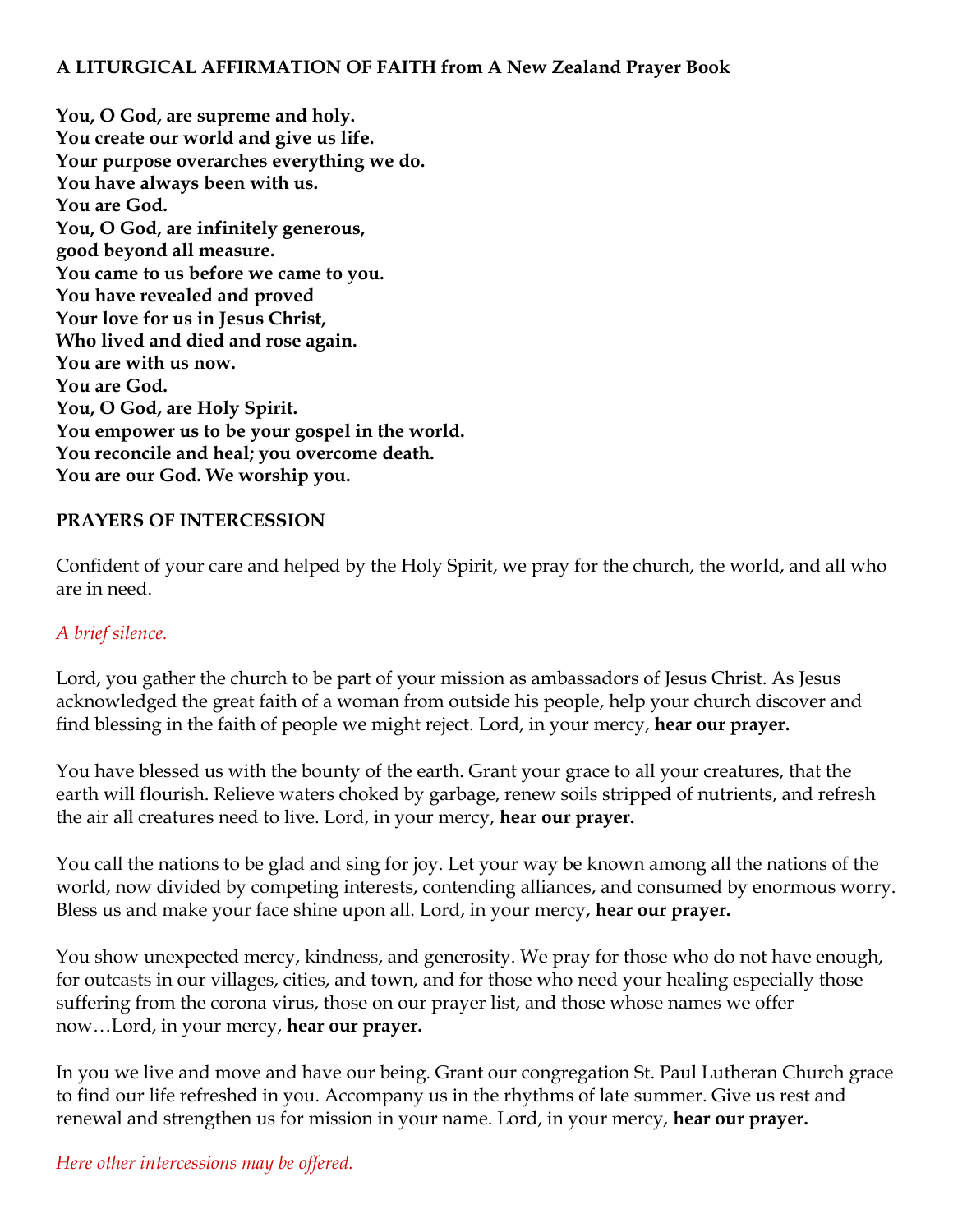**A LITURGICAL AFFIRMATION OF FAITH from A New Zealand Prayer Book**

**You, O God, are supreme and holy.**
**You create our world and give us life.**
**Your purpose overarches everything we do.**
**You have always been with us.**
**You are God.**
**You, O God, are infinitely generous,**
**good beyond all measure.**
**You came to us before we came to you.**
**You have revealed and proved**
**Your love for us in Jesus Christ,**
**Who lived and died and rose again.**
**You are with us now.**
**You are God.**
**You, O God, are Holy Spirit.**
**You empower us to be your gospel in the world.**
**You reconcile and heal; you overcome death.**
**You are our God. We worship you.**

**PRAYERS OF INTERCESSION**

Confident of your care and helped by the Holy Spirit, we pray for the church, the world, and all who are in need.

*A brief silence.*

Lord, you gather the church to be part of your mission as ambassadors of Jesus Christ. As Jesus acknowledged the great faith of a woman from outside his people, help your church discover and find blessing in the faith of people we might reject. Lord, in your mercy, **hear our prayer.**

You have blessed us with the bounty of the earth. Grant your grace to all your creatures, that the earth will flourish. Relieve waters choked by garbage, renew soils stripped of nutrients, and refresh the air all creatures need to live. Lord, in your mercy, **hear our prayer.**

You call the nations to be glad and sing for joy. Let your way be known among all the nations of the world, now divided by competing interests, contending alliances, and consumed by enormous worry. Bless us and make your face shine upon all. Lord, in your mercy, **hear our prayer.**

You show unexpected mercy, kindness, and generosity. We pray for those who do not have enough, for outcasts in our villages, cities, and town, and for those who need your healing especially those suffering from the corona virus, those on our prayer list, and those whose names we offer now…Lord, in your mercy, **hear our prayer.**

In you we live and move and have our being. Grant our congregation St. Paul Lutheran Church grace to find our life refreshed in you. Accompany us in the rhythms of late summer. Give us rest and renewal and strengthen us for mission in your name. Lord, in your mercy, **hear our prayer.**

*Here other intercessions may be offered.*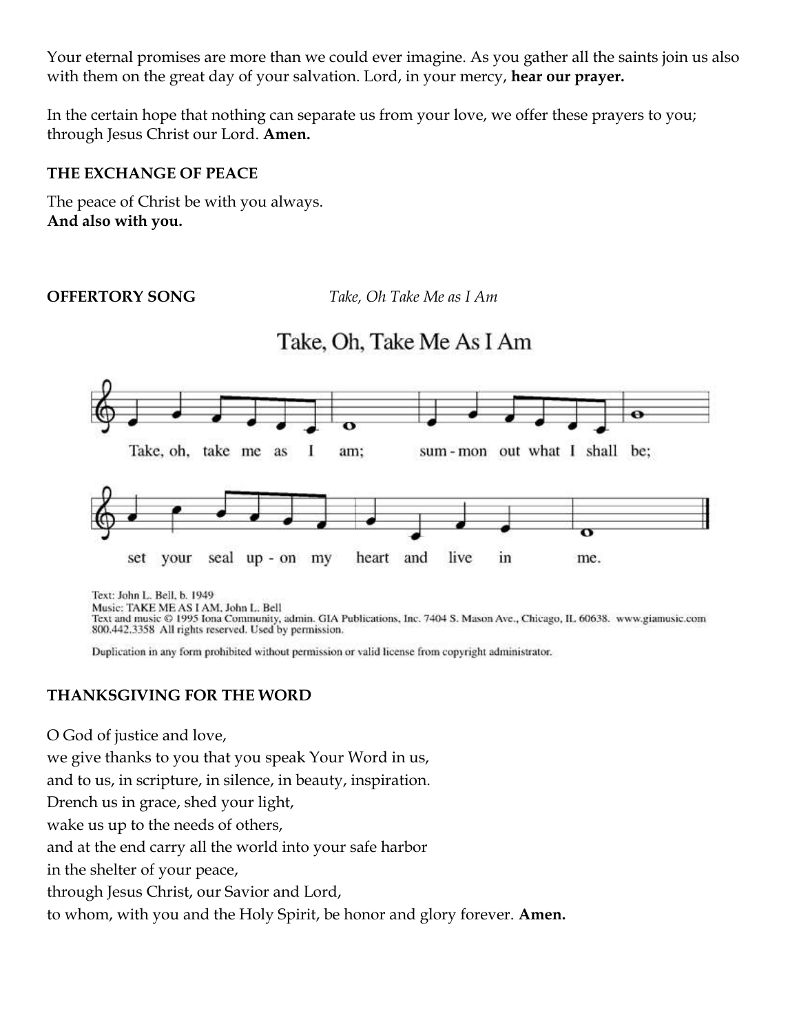Your eternal promises are more than we could ever imagine. As you gather all the saints join us also with them on the great day of your salvation. Lord, in your mercy, **hear our prayer.**

In the certain hope that nothing can separate us from your love, we offer these prayers to you; through Jesus Christ our Lord. **Amen.**

**THE EXCHANGE OF PEACE**

The peace of Christ be with you always.
**And also with you.**

**OFFERTORY SONG** *Take, Oh Take Me as I Am*

Take, Oh, Take Me As I Am

Take, oh, take me as I am; summon out what I shall be; set your seal upon my heart and live in me.

Text: John L. Bell, b. 1949
Music: TAKE ME AS I AM, John L. Bell
Text and music © 1995 Iona Community, admin. GIA Publications, Inc. 7404 S. Mason Ave., Chicago, IL 60638. www.giamusic.com 800.442.3358 All rights reserved. Used by permission.

Duplication in any form prohibited without permission or valid license from copyright administrator.

**THANKSGIVING FOR THE WORD**

O God of justice and love,
we give thanks to you that you speak Your Word in us,
and to us, in scripture, in silence, in beauty, inspiration.
Drench us in grace, shed your light,
wake us up to the needs of others,
and at the end carry all the world into your safe harbor
in the shelter of your peace,
through Jesus Christ, our Savior and Lord,
to whom, with you and the Holy Spirit, be honor and glory forever. **Amen.**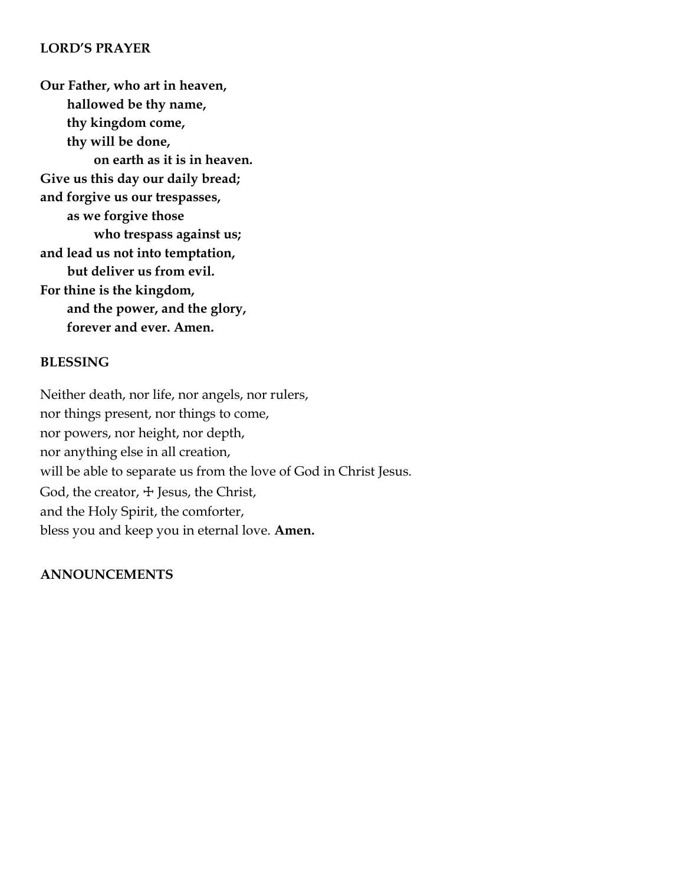## LORD'S PRAYER

**Our Father, who art in heaven,**
**hallowed be thy name,**
**thy kingdom come,**
**thy will be done,**
**on earth as it is in heaven.**
**Give us this day our daily bread;**
**and forgive us our trespasses,**
**as we forgive those**
**who trespass against us;**
**and lead us not into temptation,**
**but deliver us from evil.**
**For thine is the kingdom,**
**and the power, and the glory,**
**forever and ever. Amen.**

## BLESSING

Neither death, nor life, nor angels, nor rulers,
nor things present, nor things to come,
nor powers, nor height, nor depth,
nor anything else in all creation,
will be able to separate us from the love of God in Christ Jesus.
God, the creator, ☩ Jesus, the Christ,
and the Holy Spirit, the comforter,
bless you and keep you in eternal love. **Amen.**

## ANNOUNCEMENTS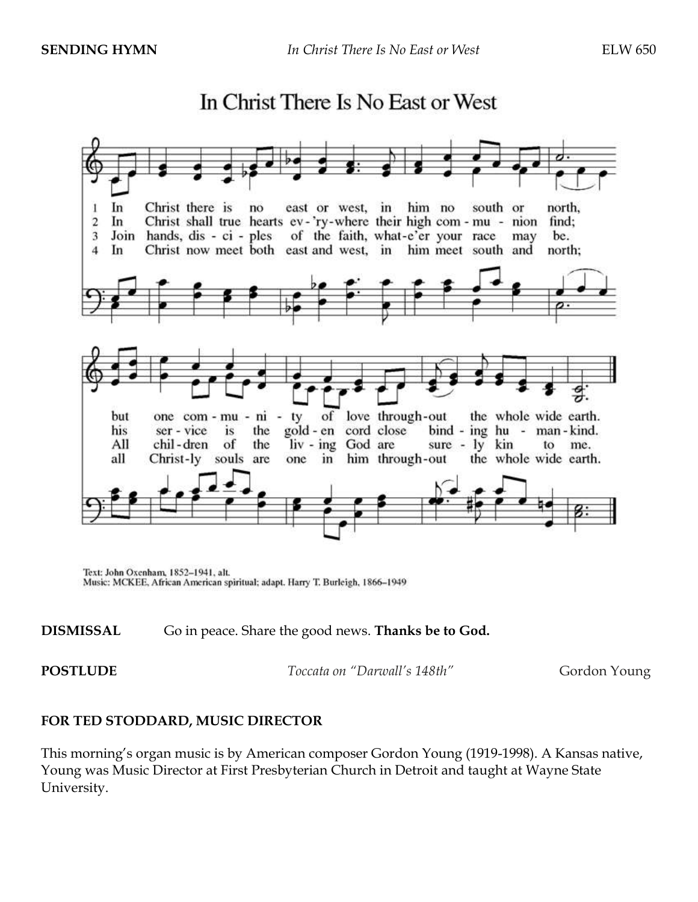**SENDING HYMN** *In Christ There Is No East or West* ELW 650

In Christ There Is No East or West

1 In Christ there is no east or west, in him no south or north, but one com-mu-ni-ty of love through-out the whole wide earth.
2 In Christ shall true hearts ev-'ry-where their high com-mu-nion find; his ser-vice is the gold-en cord close bind-ing hu-man-kind.
3 Join hands, dis-ci-ples of the faith, what-e'er your race may be. All chil-dren of the liv-ing God are sure-ly kin to me.
4 In Christ now meet both east and west, in him meet south and north; all Christ-ly souls are one in him through-out the whole wide earth.

Text: John Oxenham, 1852–1941, alt.
Music: MCKEE, African American spiritual; adapt. Harry T. Burleigh, 1866–1949

**DISMISSAL** Go in peace. Share the good news. **Thanks be to God.**

**POSTLUDE** *Toccata on "Darwall's 148th"* Gordon Young

**FOR TED STODDARD, MUSIC DIRECTOR**

This morning's organ music is by American composer Gordon Young (1919-1998). A Kansas native, Young was Music Director at First Presbyterian Church in Detroit and taught at Wayne State University.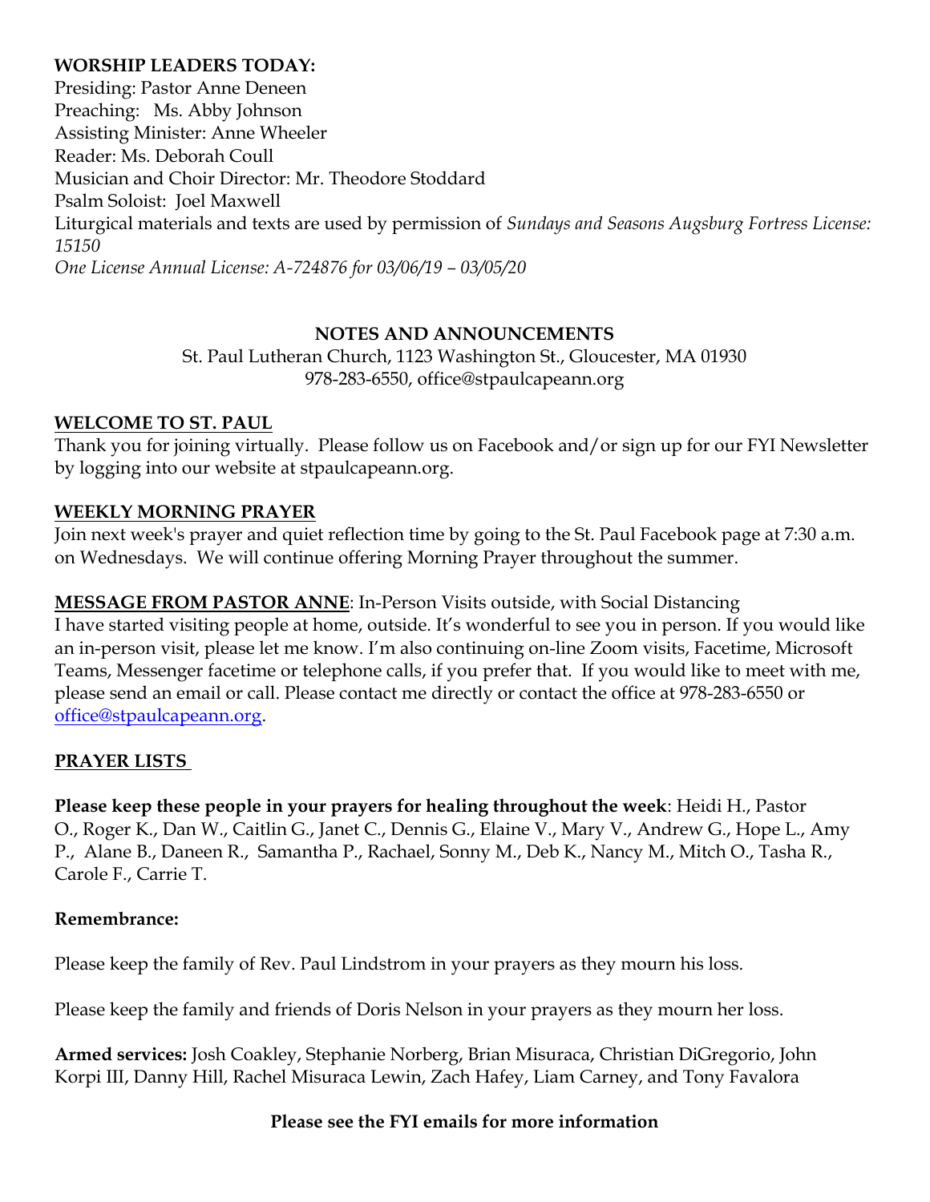**WORSHIP LEADERS TODAY:**
Presiding: Pastor Anne Deneen
Preaching: Ms. Abby Johnson
Assisting Minister: Anne Wheeler
Reader: Ms. Deborah Coull
Musician and Choir Director: Mr. Theodore Stoddard
Psalm Soloist: Joel Maxwell
Liturgical materials and texts are used by permission of *Sundays and Seasons Augsburg Fortress License: 15150*
*One License Annual License: A-724876 for 03/06/19 – 03/05/20*

## NOTES AND ANNOUNCEMENTS

St. Paul Lutheran Church, 1123 Washington St., Gloucester, MA 01930
978-283-6550, office@stpaulcapeann.org

**WELCOME TO ST. PAUL**

Thank you for joining virtually. Please follow us on Facebook and/or sign up for our FYI Newsletter by logging into our website at stpaulcapeann.org.

**WEEKLY MORNING PRAYER**

Join next week's prayer and quiet reflection time by going to the St. Paul Facebook page at 7:30 a.m. on Wednesdays. We will continue offering Morning Prayer throughout the summer.

**MESSAGE FROM PASTOR ANNE**: In-Person Visits outside, with Social Distancing
I have started visiting people at home, outside. It's wonderful to see you in person. If you would like an in-person visit, please let me know. I'm also continuing on-line Zoom visits, Facetime, Microsoft Teams, Messenger facetime or telephone calls, if you prefer that. If you would like to meet with me, please send an email or call. Please contact me directly or contact the office at 978-283-6550 or office@stpaulcapeann.org.

**PRAYER LISTS**

**Please keep these people in your prayers for healing throughout the week**: Heidi H., Pastor O., Roger K., Dan W., Caitlin G., Janet C., Dennis G., Elaine V., Mary V., Andrew G., Hope L., Amy P., Alane B., Daneen R., Samantha P., Rachael, Sonny M., Deb K., Nancy M., Mitch O., Tasha R., Carole F., Carrie T.

**Remembrance:**

Please keep the family of Rev. Paul Lindstrom in your prayers as they mourn his loss.

Please keep the family and friends of Doris Nelson in your prayers as they mourn her loss.

**Armed services:** Josh Coakley, Stephanie Norberg, Brian Misuraca, Christian DiGregorio, John Korpi III, Danny Hill, Rachel Misuraca Lewin, Zach Hafey, Liam Carney, and Tony Favalora

**Please see the FYI emails for more information**